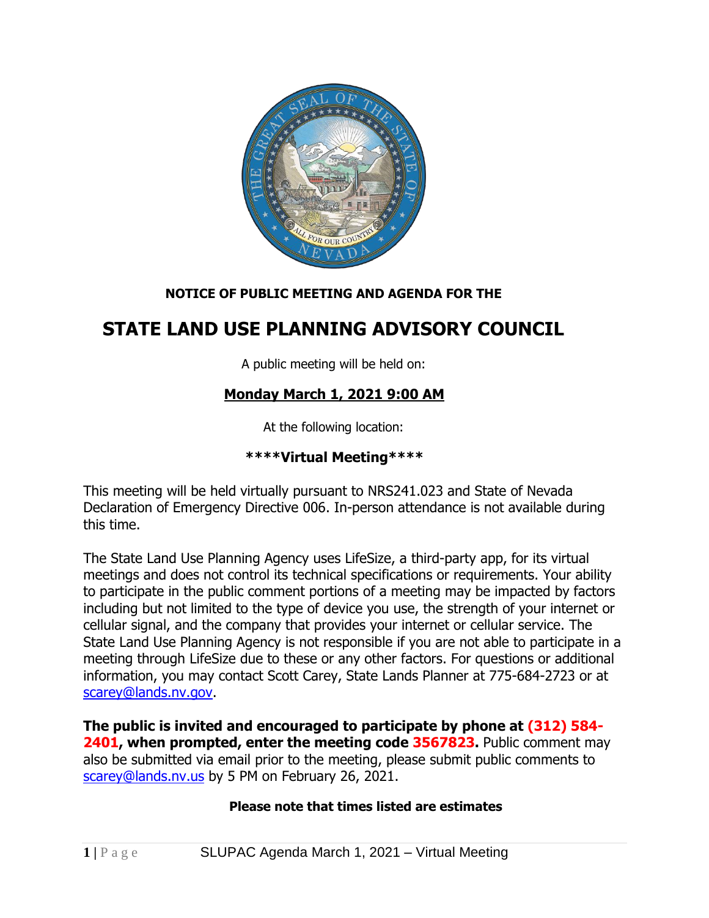**NOTICE OF PUBLIC MEETING AND AGENDA FOR THE**

# STATE LAND USE PLANNING ADVISORY COUNCIL

A public meeting will be held on:

**Monday March 1, 2021 9:00 AM**

At the following location:

**\*\*\*\*Virtual Meeting\*\*\*\***

This meeting will be held virtually pursuant to NRS241.023 and State of Nevada Declaration of Emergency Directive 006. In-person attendance is not available during this time.

The State Land Use Planning Agency uses LifeSize, a third-party app, for its virtual meetings and does not control its technical specifications or requirements. Your ability to participate in the public comment portions of a meeting may be impacted by factors including but not limited to the type of device you use, the strength of your internet or cellular signal, and the company that provides your internet or cellular service. The State Land Use Planning Agency is not responsible if you are not able to participate in a meeting through LifeSize due to these or any other factors. For questions or additional information, you may contact Scott Carey, State Lands Planner at 775-684-2723 or at scarey@lands.nv.gov.

**The public is invited and encouraged to participate by phone at (312) 584-2401, when prompted, enter the meeting code 3567823.** Public comment may also be submitted via email prior to the meeting, please submit public comments to scarey@lands.nv.us by 5 PM on February 26, 2021.

**Please note that times listed are estimates**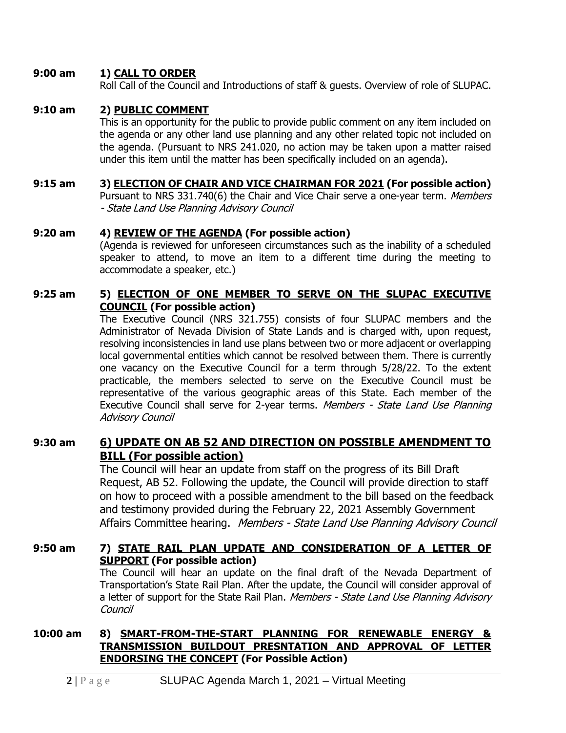**9:00 am** **1) CALL TO ORDER**

Roll Call of the Council and Introductions of staff & guests. Overview of role of SLUPAC.

**9:10 am** **2) PUBLIC COMMENT**

This is an opportunity for the public to provide public comment on any item included on the agenda or any other land use planning and any other related topic not included on the agenda. (Pursuant to NRS 241.020, no action may be taken upon a matter raised under this item until the matter has been specifically included on an agenda).

**9:15 am** **3) ELECTION OF CHAIR AND VICE CHAIRMAN FOR 2021 (For possible action)**

Pursuant to NRS 331.740(6) the Chair and Vice Chair serve a one-year term. *Members - State Land Use Planning Advisory Council*

**9:20 am** **4) REVIEW OF THE AGENDA (For possible action)**

(Agenda is reviewed for unforeseen circumstances such as the inability of a scheduled speaker to attend, to move an item to a different time during the meeting to accommodate a speaker, etc.)

**9:25 am** **5) ELECTION OF ONE MEMBER TO SERVE ON THE SLUPAC EXECUTIVE COUNCIL (For possible action)**

The Executive Council (NRS 321.755) consists of four SLUPAC members and the Administrator of Nevada Division of State Lands and is charged with, upon request, resolving inconsistencies in land use plans between two or more adjacent or overlapping local governmental entities which cannot be resolved between them. There is currently one vacancy on the Executive Council for a term through 5/28/22. To the extent practicable, the members selected to serve on the Executive Council must be representative of the various geographic areas of this State. Each member of the Executive Council shall serve for 2-year terms. *Members - State Land Use Planning Advisory Council*

**9:30 am** **6) UPDATE ON AB 52 AND DIRECTION ON POSSIBLE AMENDMENT TO BILL (For possible action)**

The Council will hear an update from staff on the progress of its Bill Draft Request, AB 52. Following the update, the Council will provide direction to staff on how to proceed with a possible amendment to the bill based on the feedback and testimony provided during the February 22, 2021 Assembly Government Affairs Committee hearing. *Members - State Land Use Planning Advisory Council*

**9:50 am** **7) STATE RAIL PLAN UPDATE AND CONSIDERATION OF A LETTER OF SUPPORT (For possible action)**

The Council will hear an update on the final draft of the Nevada Department of Transportation's State Rail Plan. After the update, the Council will consider approval of a letter of support for the State Rail Plan. *Members - State Land Use Planning Advisory Council*

**10:00 am** **8) SMART-FROM-THE-START PLANNING FOR RENEWABLE ENERGY & TRANSMISSION BUILDOUT PRESNTATION AND APPROVAL OF LETTER ENDORSING THE CONCEPT (For Possible Action)**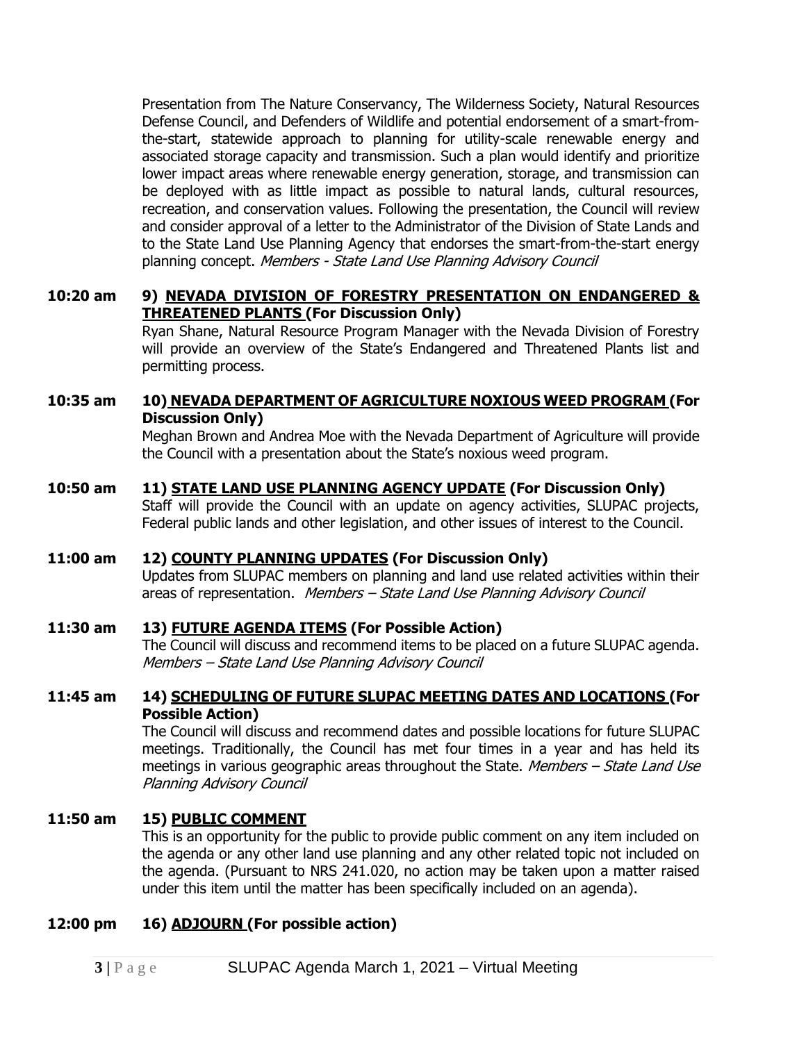Presentation from The Nature Conservancy, The Wilderness Society, Natural Resources Defense Council, and Defenders of Wildlife and potential endorsement of a smart-from-the-start, statewide approach to planning for utility-scale renewable energy and associated storage capacity and transmission. Such a plan would identify and prioritize lower impact areas where renewable energy generation, storage, and transmission can be deployed with as little impact as possible to natural lands, cultural resources, recreation, and conservation values. Following the presentation, the Council will review and consider approval of a letter to the Administrator of the Division of State Lands and to the State Land Use Planning Agency that endorses the smart-from-the-start energy planning concept. *Members - State Land Use Planning Advisory Council*

**10:20 am** **9) NEVADA DIVISION OF FORESTRY PRESENTATION ON ENDANGERED & THREATENED PLANTS (For Discussion Only)**

Ryan Shane, Natural Resource Program Manager with the Nevada Division of Forestry will provide an overview of the State's Endangered and Threatened Plants list and permitting process.

**10:35 am** **10) NEVADA DEPARTMENT OF AGRICULTURE NOXIOUS WEED PROGRAM (For Discussion Only)**

Meghan Brown and Andrea Moe with the Nevada Department of Agriculture will provide the Council with a presentation about the State's noxious weed program.

**10:50 am** **11) STATE LAND USE PLANNING AGENCY UPDATE (For Discussion Only)**

Staff will provide the Council with an update on agency activities, SLUPAC projects, Federal public lands and other legislation, and other issues of interest to the Council.

**11:00 am** **12) COUNTY PLANNING UPDATES (For Discussion Only)**

Updates from SLUPAC members on planning and land use related activities within their areas of representation. *Members – State Land Use Planning Advisory Council*

**11:30 am** **13) FUTURE AGENDA ITEMS (For Possible Action)**

The Council will discuss and recommend items to be placed on a future SLUPAC agenda. *Members – State Land Use Planning Advisory Council*

**11:45 am** **14) SCHEDULING OF FUTURE SLUPAC MEETING DATES AND LOCATIONS (For Possible Action)**

The Council will discuss and recommend dates and possible locations for future SLUPAC meetings. Traditionally, the Council has met four times in a year and has held its meetings in various geographic areas throughout the State. *Members – State Land Use Planning Advisory Council*

**11:50 am** **15) PUBLIC COMMENT**

This is an opportunity for the public to provide public comment on any item included on the agenda or any other land use planning and any other related topic not included on the agenda. (Pursuant to NRS 241.020, no action may be taken upon a matter raised under this item until the matter has been specifically included on an agenda).

**12:00 pm** **16) ADJOURN (For possible action)**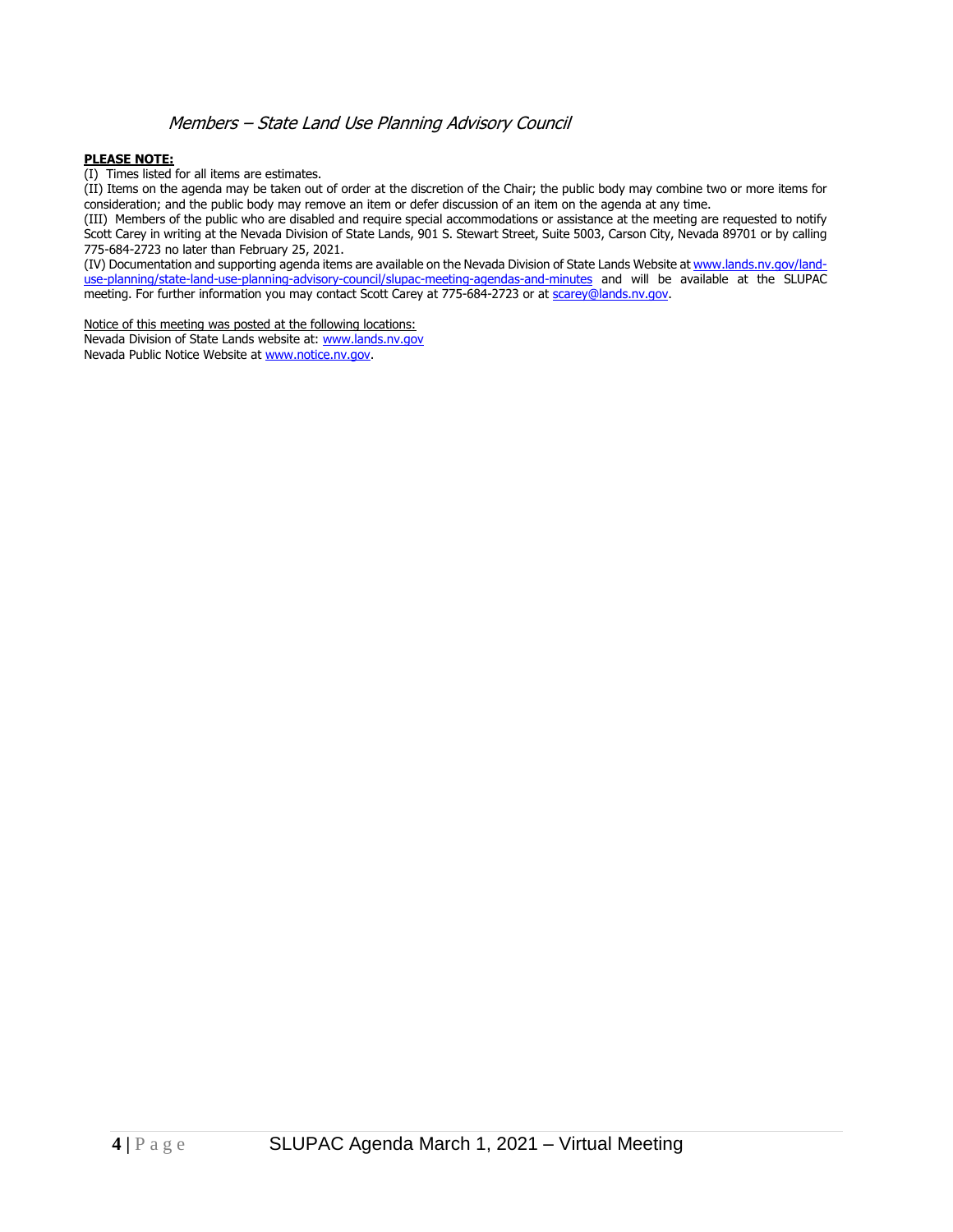*Members – State Land Use Planning Advisory Council*

**PLEASE NOTE:**

(I) Times listed for all items are estimates.

(II) Items on the agenda may be taken out of order at the discretion of the Chair; the public body may combine two or more items for consideration; and the public body may remove an item or defer discussion of an item on the agenda at any time.

(III) Members of the public who are disabled and require special accommodations or assistance at the meeting are requested to notify Scott Carey in writing at the Nevada Division of State Lands, 901 S. Stewart Street, Suite 5003, Carson City, Nevada 89701 or by calling 775-684-2723 no later than February 25, 2021.

(IV) Documentation and supporting agenda items are available on the Nevada Division of State Lands Website at www.lands.nv.gov/land-use-planning/state-land-use-planning-advisory-council/slupac-meeting-agendas-and-minutes and will be available at the SLUPAC meeting. For further information you may contact Scott Carey at 775-684-2723 or at scarey@lands.nv.gov.

Notice of this meeting was posted at the following locations:
Nevada Division of State Lands website at: www.lands.nv.gov
Nevada Public Notice Website at www.notice.nv.gov.